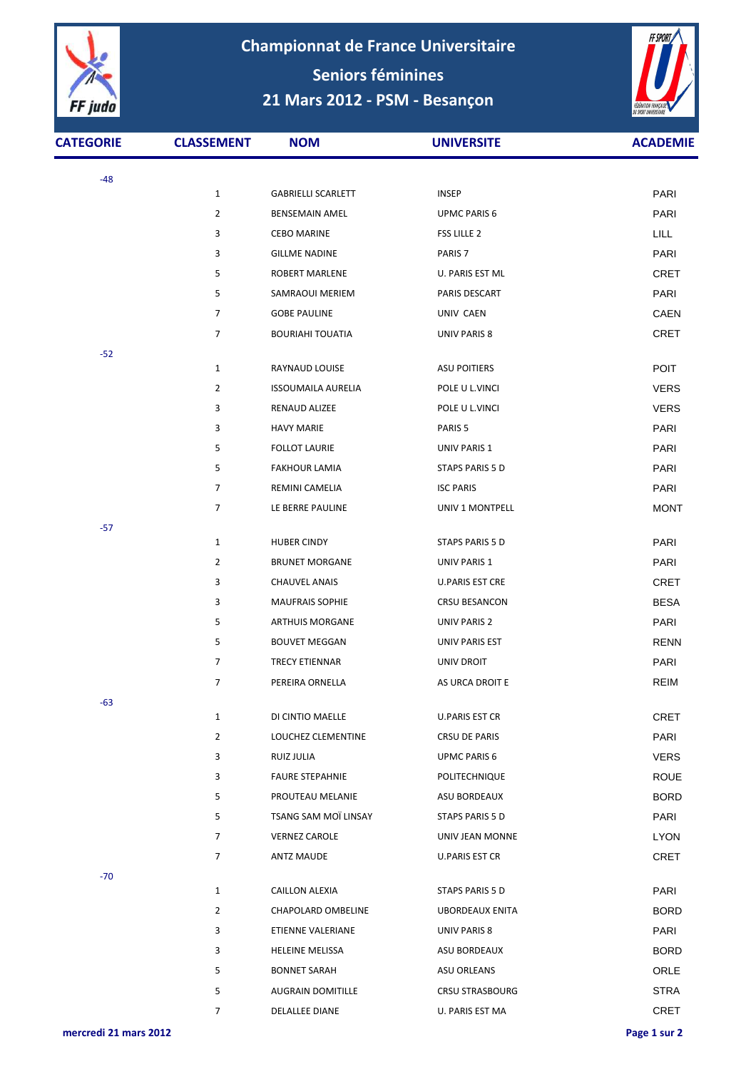# Championnat de France Universitaire

## Seniors féminines

## 21 Mars 2012 - PSM - Besançon

| CATEGORIE | CLASSEMENT | NOM | UNIVERSITE | ACADEMIE |
|---|---|---|---|---|
| -48 | | | | |
| | 1 | GABRIELLI SCARLETT | INSEP | PARI |
| | 2 | BENSEMAIN AMEL | UPMC PARIS 6 | PARI |
| | 3 | CEBO MARINE | FSS LILLE 2 | LILL |
| | 3 | GILLME NADINE | PARIS 7 | PARI |
| | 5 | ROBERT MARLENE | U. PARIS EST ML | CRET |
| | 5 | SAMRAOUI MERIEM | PARIS DESCART | PARI |
| | 7 | GOBE PAULINE | UNIV CAEN | CAEN |
| | 7 | BOURIAHI TOUATIA | UNIV PARIS 8 | CRET |
| -52 | | | | |
| | 1 | RAYNAUD LOUISE | ASU POITIERS | POIT |
| | 2 | ISSOUMAILA AURELIA | POLE U L.VINCI | VERS |
| | 3 | RENAUD ALIZEE | POLE U L.VINCI | VERS |
| | 3 | HAVY MARIE | PARIS 5 | PARI |
| | 5 | FOLLOT LAURIE | UNIV PARIS 1 | PARI |
| | 5 | FAKHOUR LAMIA | STAPS PARIS 5 D | PARI |
| | 7 | REMINI CAMELIA | ISC PARIS | PARI |
| | 7 | LE BERRE PAULINE | UNIV 1 MONTPELL | MONT |
| -57 | | | | |
| | 1 | HUBER CINDY | STAPS PARIS 5 D | PARI |
| | 2 | BRUNET MORGANE | UNIV PARIS 1 | PARI |
| | 3 | CHAUVEL ANAIS | U.PARIS EST CRE | CRET |
| | 3 | MAUFRAIS SOPHIE | CRSU BESANCON | BESA |
| | 5 | ARTHUIS MORGANE | UNIV PARIS 2 | PARI |
| | 5 | BOUVET MEGGAN | UNIV PARIS EST | RENN |
| | 7 | TRECY ETIENNAR | UNIV DROIT | PARI |
| | 7 | PEREIRA ORNELLA | AS URCA DROIT E | REIM |
| -63 | | | | |
| | 1 | DI CINTIO MAELLE | U.PARIS EST CR | CRET |
| | 2 | LOUCHEZ CLEMENTINE | CRSU DE PARIS | PARI |
| | 3 | RUIZ JULIA | UPMC PARIS 6 | VERS |
| | 3 | FAURE STEPAHNIE | POLITECHNIQUE | ROUE |
| | 5 | PROUTEAU MELANIE | ASU BORDEAUX | BORD |
| | 5 | TSANG SAM MOÏ LINSAY | STAPS PARIS 5 D | PARI |
| | 7 | VERNEZ CAROLE | UNIV JEAN MONNE | LYON |
| | 7 | ANTZ MAUDE | U.PARIS EST CR | CRET |
| -70 | | | | |
| | 1 | CAILLON ALEXIA | STAPS PARIS 5 D | PARI |
| | 2 | CHAPOLARD OMBELINE | UBORDEAUX ENITA | BORD |
| | 3 | ETIENNE VALERIANE | UNIV PARIS 8 | PARI |
| | 3 | HELEINE MELISSA | ASU BORDEAUX | BORD |
| | 5 | BONNET SARAH | ASU ORLEANS | ORLE |
| | 5 | AUGRAIN DOMITILLE | CRSU STRASBOURG | STRA |
| | 7 | DELALLEE DIANE | U. PARIS EST MA | CRET |

mercredi 21 mars 2012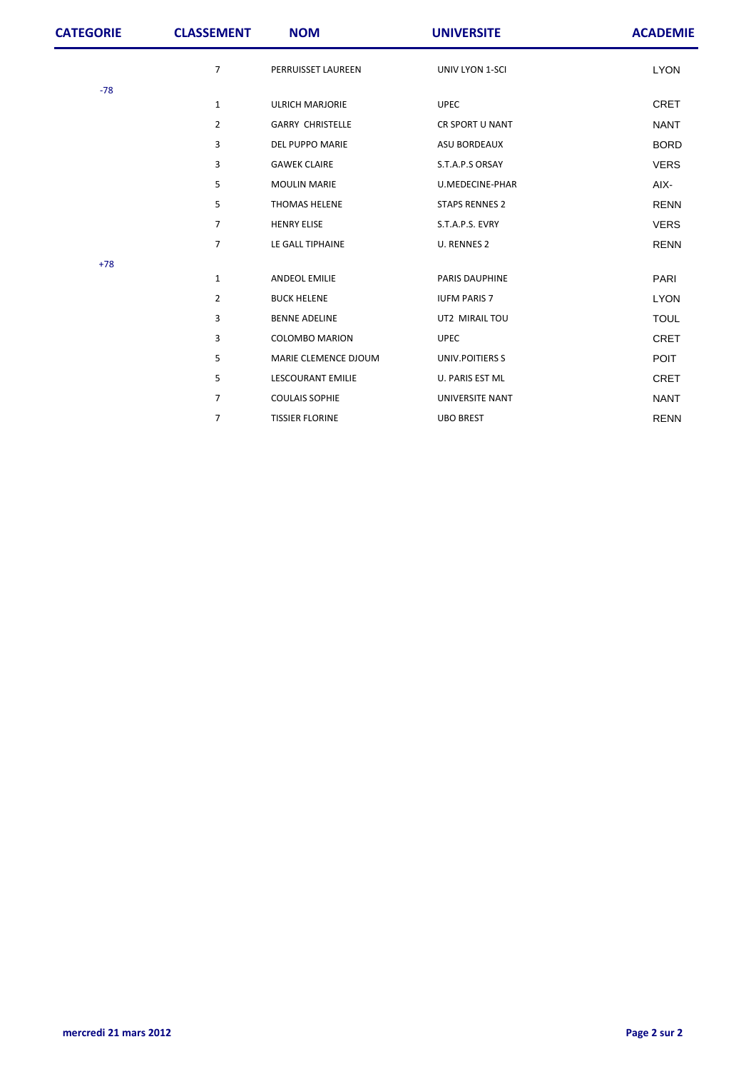| CATEGORIE | CLASSEMENT | NOM | UNIVERSITE | ACADEMIE |
|---|---|---|---|---|
| | 7 | PERRUISSET LAUREEN | UNIV LYON 1-SCI | LYON |
| -78 | | | | |
| | 1 | ULRICH MARJORIE | UPEC | CRET |
| | 2 | GARRY CHRISTELLE | CR SPORT U NANT | NANT |
| | 3 | DEL PUPPO MARIE | ASU BORDEAUX | BORD |
| | 3 | GAWEK CLAIRE | S.T.A.P.S ORSAY | VERS |
| | 5 | MOULIN MARIE | U.MEDECINE-PHAR | AIX- |
| | 5 | THOMAS HELENE | STAPS RENNES 2 | RENN |
| | 7 | HENRY ELISE | S.T.A.P.S. EVRY | VERS |
| | 7 | LE GALL TIPHAINE | U. RENNES 2 | RENN |
| +78 | | | | |
| | 1 | ANDEOL EMILIE | PARIS DAUPHINE | PARI |
| | 2 | BUCK HELENE | IUFM PARIS 7 | LYON |
| | 3 | BENNE ADELINE | UT2 MIRAIL TOU | TOUL |
| | 3 | COLOMBO MARION | UPEC | CRET |
| | 5 | MARIE CLEMENCE DJOUM | UNIV.POITIERS S | POIT |
| | 5 | LESCOURANT EMILIE | U. PARIS EST ML | CRET |
| | 7 | COULAIS SOPHIE | UNIVERSITE NANT | NANT |
| | 7 | TISSIER FLORINE | UBO BREST | RENN |

**mercredi 21 mars 2012**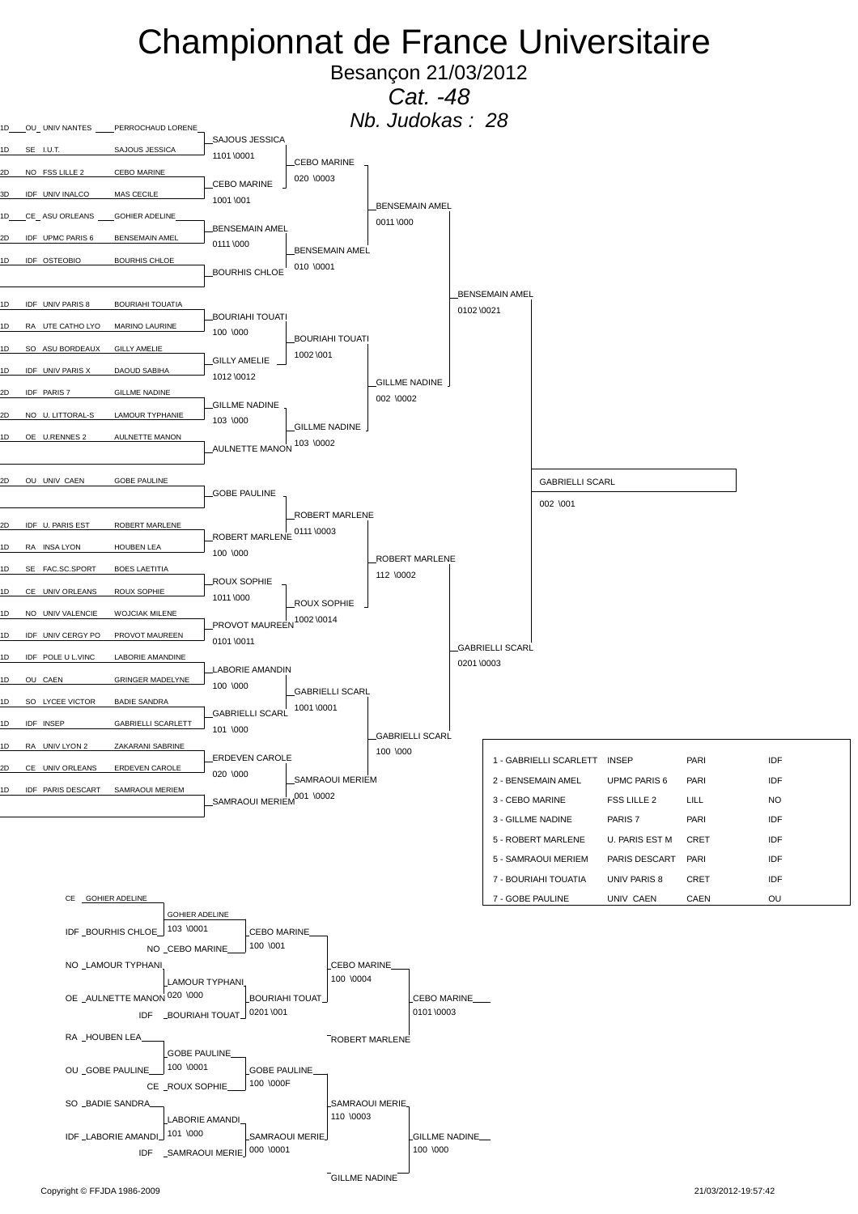# Championnat de France Universitaire

Besançon 21/03/2012

*Cat. -48*

*Nb. Judokas : 28*

## Tableau principal

| | Ligue | Club | Nom |
|---|---|---|---|
| 1D | OU | UNIV NANTES | PERROCHAUD LORENE |
| 1D | SE | I.U.T. | SAJOUS JESSICA |
| 2D | NO | FSS LILLE 2 | CEBO MARINE |
| 3D | IDF | UNIV INALCO | MAS CECILE |
| 1D | CE | ASU ORLEANS | GOHIER ADELINE |
| 2D | IDF | UPMC PARIS 6 | BENSEMAIN AMEL |
| 1D | IDF | OSTEOBIO | BOURHIS CHLOE |
| | | | |
| 1D | IDF | UNIV PARIS 8 | BOURIAHI TOUATIA |
| 1D | RA | UTE CATHO LYO | MARINO LAURINE |
| 1D | SO | ASU BORDEAUX | GILLY AMELIE |
| 1D | IDF | UNIV PARIS X | DAOUD SABIHA |
| 2D | IDF | PARIS 7 | GILLME NADINE |
| 2D | NO | U. LITTORAL-S | LAMOUR TYPHANIE |
| 1D | OE | U.RENNES 2 | AULNETTE MANON |
| | | | |
| 2D | OU | UNIV CAEN | GOBE PAULINE |
| | | | |
| 2D | IDF | U. PARIS EST | ROBERT MARLENE |
| 1D | RA | INSA LYON | HOUBEN LEA |
| 1D | SE | FAC.SC.SPORT | BOES LAETITIA |
| 1D | CE | UNIV ORLEANS | ROUX SOPHIE |
| 1D | NO | UNIV VALENCIE | WOJCIAK MILENE |
| 1D | IDF | UNIV CERGY PO | PROVOT MAUREEN |
| 1D | IDF | POLE U L.VINC | LABORIE AMANDINE |
| 1D | OU | CAEN | GRINGER MADELYNE |
| 1D | SO | LYCEE VICTOR | BADIE SANDRA |
| 1D | IDF | INSEP | GABRIELLI SCARLETT |
| 1D | RA | UNIV LYON 2 | ZAKARANI SABRINE |
| 2D | CE | UNIV ORLEANS | ERDEVEN CAROLE |
| 1D | IDF | PARIS DESCART | SAMRAOUI MERIEM |
| | | | |

### Tour 2

| Vainqueur | Score |
|---|---|
| SAJOUS JESSICA | 1101 \0001 |
| CEBO MARINE | 1001 \001 |
| BENSEMAIN AMEL | 0111 \000 |
| BOURHIS CHLOE | |
| BOURIAHI TOUATI | 100 \000 |
| GILLY AMELIE | 1012 \0012 |
| GILLME NADINE | 103 \000 |
| AULNETTE MANON | |
| GOBE PAULINE | |
| ROBERT MARLENE | 100 \000 |
| ROUX SOPHIE | 1011 \000 |
| PROVOT MAUREEN | 0101 \0011 |
| LABORIE AMANDIN | 100 \000 |
| GABRIELLI SCARL | 101 \000 |
| ERDEVEN CAROLE | 020 \000 |
| SAMRAOUI MERIEM | |

### Tour 3

| Vainqueur | Score |
|---|---|
| CEBO MARINE | 020 \0003 |
| BENSEMAIN AMEL | 010 \0001 |
| BOURIAHI TOUATI | 1002 \001 |
| GILLME NADINE | 103 \0002 |
| ROBERT MARLENE | 0111 \0003 |
| ROUX SOPHIE | 1002 \0014 |
| GABRIELLI SCARL | 1001 \0001 |
| SAMRAOUI MERIEM | 001 \0002 |

### Quarts de finale

| Vainqueur | Score |
|---|---|
| BENSEMAIN AMEL | 0011 \000 |
| GILLME NADINE | 002 \0002 |
| ROBERT MARLENE | 112 \0002 |
| GABRIELLI SCARL | 100 \000 |

### Demi-finales

| Vainqueur | Score |
|---|---|
| BENSEMAIN AMEL | 0102 \0021 |
| GABRIELLI SCARL | 0201 \0003 |

### Finale

| Vainqueur | Score |
|---|---|
| GABRIELLI SCARL | 002 \001 |

## Classement

| Place | Nom | Club | | Ligue |
|---|---|---|---|---|
| 1 | GABRIELLI SCARLETT | INSEP | PARI | IDF |
| 2 | BENSEMAIN AMEL | UPMC PARIS 6 | PARI | IDF |
| 3 | CEBO MARINE | FSS LILLE 2 | LILL | NO |
| 3 | GILLME NADINE | PARIS 7 | PARI | IDF |
| 5 | ROBERT MARLENE | U. PARIS EST M | CRET | IDF |
| 5 | SAMRAOUI MERIEM | PARIS DESCART | PARI | IDF |
| 7 | BOURIAHI TOUATIA | UNIV PARIS 8 | CRET | IDF |
| 7 | GOBE PAULINE | UNIV CAEN | CAEN | OU |

## Repêchages

### Tableau 1

| Combat | Vainqueur | Score |
|---|---|---|
| CE GOHIER ADELINE – IDF BOURHIS CHLOE | GOHIER ADELINE | 103 \0001 |
| GOHIER ADELINE – NO CEBO MARINE | CEBO MARINE | 100 \001 |
| NO LAMOUR TYPHANI – OE AULNETTE MANON | LAMOUR TYPHANI | 020 \000 |
| LAMOUR TYPHANI – IDF BOURIAHI TOUAT | BOURIAHI TOUAT | 0201 \001 |
| CEBO MARINE – BOURIAHI TOUAT | CEBO MARINE | 100 \0004 |
| CEBO MARINE – ROBERT MARLENE | CEBO MARINE | 0101 \0003 |

### Tableau 2

| Combat | Vainqueur | Score |
|---|---|---|
| RA HOUBEN LEA – OU GOBE PAULINE | GOBE PAULINE | 100 \0001 |
| GOBE PAULINE – CE ROUX SOPHIE | GOBE PAULINE | 100 \000F |
| SO BADIE SANDRA – IDF LABORIE AMANDI | LABORIE AMANDI | 101 \000 |
| LABORIE AMANDI – IDF SAMRAOUI MERIE | SAMRAOUI MERIE | 000 \0001 |
| GOBE PAULINE – SAMRAOUI MERIE | SAMRAOUI MERIE | 110 \0003 |
| SAMRAOUI MERIE – GILLME NADINE | GILLME NADINE | 100 \000 |

Copyright © FFJDA 1986-2009

21/03/2012-19:57:42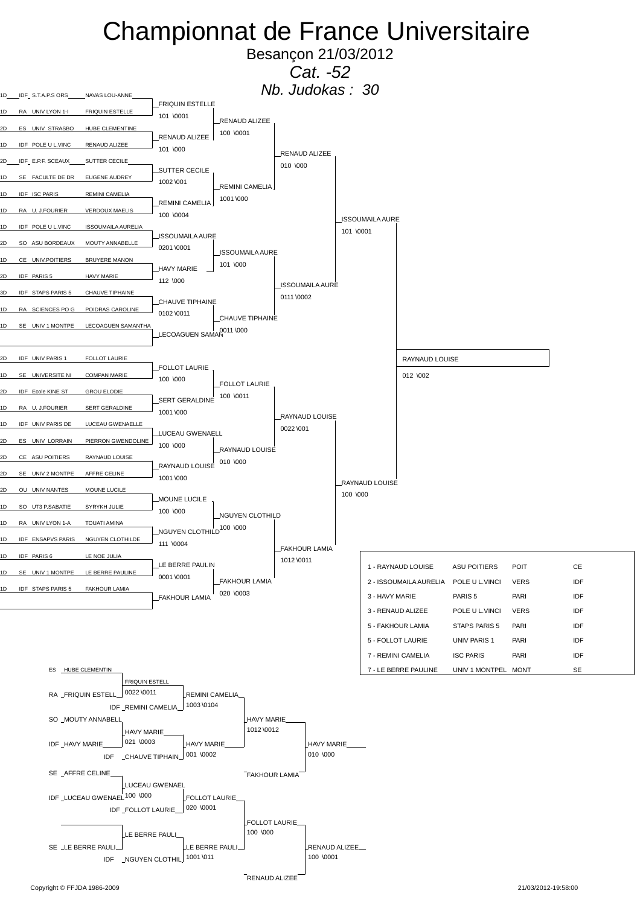# Championnat de France Universitaire

Besançon 21/03/2012

*Cat. -52*

*Nb. Judokas : 30*

## Tableau principal

| Rang | Ligue | Université | Nom |
|---|---|---|---|
| 1D | IDF | S.T.A.P.S ORS | NAVAS LOU-ANNE |
| 1D | RA | UNIV LYON 1-I | FRIQUIN ESTELLE |
| 2D | ES | UNIV STRASBO | HUBE CLEMENTINE |
| 1D | IDF | POLE U L.VINC | RENAUD ALIZEE |
| 2D | IDF | E.P.F. SCEAUX | SUTTER CECILE |
| 1D | SE | FACULTE DE DR | EUGENE AUDREY |
| 1D | IDF | ISC PARIS | REMINI CAMELIA |
| 1D | RA | U. J.FOURIER | VERDOUX MAELIS |
| 1D | IDF | POLE U L.VINC | ISSOUMAILA AURELIA |
| 2D | SO | ASU BORDEAUX | MOUTY ANNABELLE |
| 1D | CE | UNIV.POITIERS | BRUYERE MANON |
| 2D | IDF | PARIS 5 | HAVY MARIE |
| 3D | IDF | STAPS PARIS 5 | CHAUVE TIPHAINE |
| 1D | RA | SCIENCES PO G | POIDRAS CAROLINE |
| 1D | SE | UNIV 1 MONTPE | LECOAGUEN SAMANTHA |
| 2D | IDF | UNIV PARIS 1 | FOLLOT LAURIE |
| 1D | SE | UNIVERSITE NI | COMPAN MARIE |
| 2D | IDF | Ecole KINE ST | GROU ELODIE |
| 1D | RA | U. J.FOURIER | SERT GERALDINE |
| 1D | IDF | UNIV PARIS DE | LUCEAU GWENAELLE |
| 2D | ES | UNIV LORRAIN | PIERRON GWENDOLINE |
| 2D | CE | ASU POITIERS | RAYNAUD LOUISE |
| 2D | SE | UNIV 2 MONTPE | AFFRE CELINE |
| 2D | OU | UNIV NANTES | MOUNE LUCILE |
| 1D | SO | UT3 P.SABATIE | SYRYKH JULIE |
| 1D | RA | UNIV LYON 1-A | TOUATI AMINA |
| 1D | IDF | ENSAPVS PARIS | NGUYEN CLOTHILDE |
| 1D | IDF | PARIS 6 | LE NOE JULIA |
| 1D | SE | UNIV 1 MONTPE | LE BERRE PAULINE |
| 1D | IDF | STAPS PARIS 5 | FAKHOUR LAMIA |

### 1er tour
- FRIQUIN ESTELLE — 101 \0001
- RENAUD ALIZEE — 101 \000
- SUTTER CECILE — 1002 \001
- REMINI CAMELIA — 100 \0004
- ISSOUMAILA AURE — 0201 \0001
- HAVY MARIE — 112 \000
- CHAUVE TIPHAINE — 0102 \0011
- LECOAGUEN SAMAN
- FOLLOT LAURIE — 100 \000
- SERT GERALDINE — 1001 \000
- LUCEAU GWENAELL — 100 \000
- RAYNAUD LOUISE — 1001 \000
- MOUNE LUCILE — 100 \000
- NGUYEN CLOTHILD — 111 \0004
- LE BERRE PAULIN — 0001 \0001
- FAKHOUR LAMIA

### 2e tour
- RENAUD ALIZEE — 100 \0001
- REMINI CAMELIA — 1001 \000
- ISSOUMAILA AURE — 101 \000
- CHAUVE TIPHAINE — 0011 \000
- FOLLOT LAURIE — 100 \0011
- RAYNAUD LOUISE — 010 \000
- NGUYEN CLOTHILD — 100 \000
- FAKHOUR LAMIA — 020 \0003

### Quarts de finale
- RENAUD ALIZEE — 010 \000
- ISSOUMAILA AURE — 0111 \0002
- RAYNAUD LOUISE — 0022 \001
- FAKHOUR LAMIA — 1012 \0011

### Demi-finales
- ISSOUMAILA AURE — 101 \0001
- RAYNAUD LOUISE — 100 \000

### Finale
- RAYNAUD LOUISE — 012 \002

## Repêchages

- ES HUBE CLEMENTIN
- RA FRIQUIN ESTELL — FRIQUIN ESTELL 0022 \0011
- IDF REMINI CAMELIA — REMINI CAMELIA 1003 \0104
- SO MOUTY ANNABELL
- IDF HAVY MARIE — HAVY MARIE 021 \0003
- IDF CHAUVE TIPHAIN — HAVY MARIE 001 \0002
- HAVY MARIE 1012 \0012
- FAKHOUR LAMIA
- HAVY MARIE 010 \000
- SE AFFRE CELINE
- IDF LUCEAU GWENAEL — LUCEAU GWENAEL 100 \000
- IDF FOLLOT LAURIE — FOLLOT LAURIE 020 \0001
- FOLLOT LAURIE 100 \000
- SE LE BERRE PAULI — LE BERRE PAULI
- IDF NGUYEN CLOTHIL — LE BERRE PAULI 1001 \011
- RENAUD ALIZEE
- RENAUD ALIZEE 100 \0001

## Classement

| Place | Nom | Club | Comité | Ligue |
|---|---|---|---|---|
| 1 | RAYNAUD LOUISE | ASU POITIERS | POIT | CE |
| 2 | ISSOUMAILA AURELIA | POLE U L.VINCI | VERS | IDF |
| 3 | HAVY MARIE | PARIS 5 | PARI | IDF |
| 3 | RENAUD ALIZEE | POLE U L.VINCI | VERS | IDF |
| 5 | FAKHOUR LAMIA | STAPS PARIS 5 | PARI | IDF |
| 5 | FOLLOT LAURIE | UNIV PARIS 1 | PARI | IDF |
| 7 | REMINI CAMELIA | ISC PARIS | PARI | IDF |
| 7 | LE BERRE PAULINE | UNIV 1 MONTPEL | MONT | SE |

Copyright © FFJDA 1986-2009 — 21/03/2012-19:58:00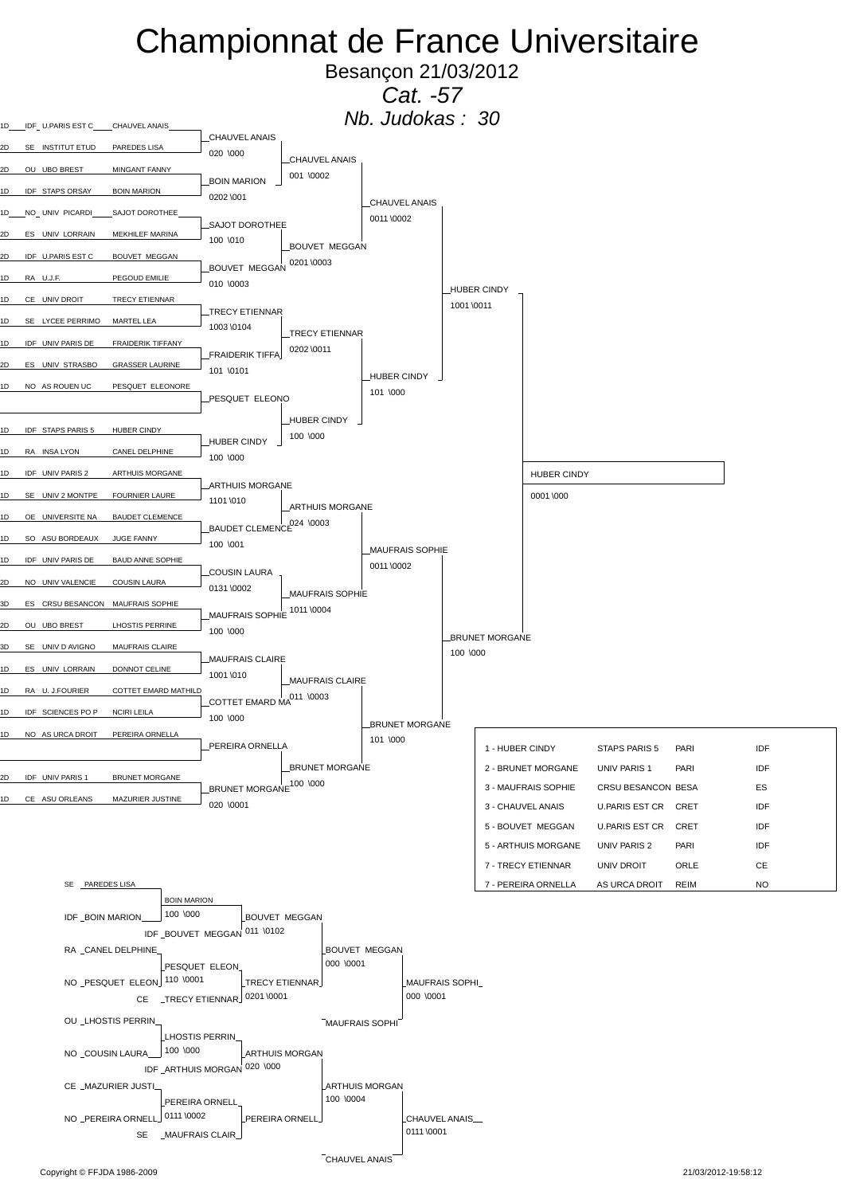# Championnat de France Universitaire

Besançon 21/03/2012

*Cat. -57*

*Nb. Judokas : 30*

## Tableau principal

| Séries | Ligue | Club | Nom |
|---|---|---|---|
| 1D | IDF | U.PARIS EST C | CHAUVEL ANAIS |
| 2D | SE | INSTITUT ETUD | PAREDES LISA |
| 2D | OU | UBO BREST | MINGANT FANNY |
| 1D | IDF | STAPS ORSAY | BOIN MARION |
| 1D | NO | UNIV PICARDI | SAJOT DOROTHEE |
| 2D | ES | UNIV LORRAIN | MEKHILEF MARINA |
| 2D | IDF | U.PARIS EST C | BOUVET MEGGAN |
| 1D | RA | U.J.F. | PEGOUD EMILIE |
| 1D | CE | UNIV DROIT | TRECY ETIENNAR |
| 1D | SE | LYCEE PERRIMO | MARTEL LEA |
| 1D | IDF | UNIV PARIS DE | FRAIDERIK TIFFANY |
| 2D | ES | UNIV STRASBO | GRASSER LAURINE |
| 1D | NO | AS ROUEN UC | PESQUET ELEONORE |
| | | | |
| 1D | IDF | STAPS PARIS 5 | HUBER CINDY |
| 1D | RA | INSA LYON | CANEL DELPHINE |
| 1D | IDF | UNIV PARIS 2 | ARTHUIS MORGANE |
| 1D | SE | UNIV 2 MONTPE | FOURNIER LAURE |
| 1D | OE | UNIVERSITE NA | BAUDET CLEMENCE |
| 1D | SO | ASU BORDEAUX | JUGE FANNY |
| 1D | IDF | UNIV PARIS DE | BAUD ANNE SOPHIE |
| 2D | NO | UNIV VALENCIE | COUSIN LAURA |
| 3D | ES | CRSU BESANCON | MAUFRAIS SOPHIE |
| 2D | OU | UBO BREST | LHOSTIS PERRINE |
| 3D | SE | UNIV D AVIGNO | MAUFRAIS CLAIRE |
| 1D | ES | UNIV LORRAIN | DONNOT CELINE |
| 1D | RA | U. J.FOURIER | COTTET EMARD MATHILD |
| 1D | IDF | SCIENCES PO P | NCIRI LEILA |
| 1D | NO | AS URCA DROIT | PEREIRA ORNELLA |
| | | | |
| 2D | IDF | UNIV PARIS 1 | BRUNET MORGANE |
| 1D | CE | ASU ORLEANS | MAZURIER JUSTINE |

### 1er tour

- CHAUVEL ANAIS 020 \000
- BOIN MARION 0202 \001
- SAJOT DOROTHEE 100 \010
- BOUVET MEGGAN 010 \0003
- TRECY ETIENNAR 1003 \0104
- FRAIDERIK TIFFA 101 \0101
- PESQUET ELEONO
- HUBER CINDY 100 \000
- ARTHUIS MORGANE 1101 \010
- BAUDET CLEMENCE 100 \001
- COUSIN LAURA 0131 \0002
- MAUFRAIS SOPHIE 100 \000
- MAUFRAIS CLAIRE 1001 \010
- COTTET EMARD MA 100 \000
- PEREIRA ORNELLA
- BRUNET MORGANE 020 \0001

### 2e tour

- CHAUVEL ANAIS 001 \0002
- BOUVET MEGGAN 0201 \0003
- TRECY ETIENNAR 0202 \0011
- HUBER CINDY 100 \000
- ARTHUIS MORGANE 024 \0003
- MAUFRAIS SOPHIE 1011 \0004
- MAUFRAIS CLAIRE 011 \0003
- BRUNET MORGANE 100 \000

### Quarts de finale

- CHAUVEL ANAIS 0011 \0002
- HUBER CINDY 101 \000
- MAUFRAIS SOPHIE 0011 \0002
- BRUNET MORGANE 101 \000

### Demi-finales

- HUBER CINDY 1001 \0011
- BRUNET MORGANE 100 \000

### Finale

- HUBER CINDY 0001 \000

## Classement

| Rang | Nom | Club | | Ligue |
|---|---|---|---|---|
| 1 | HUBER CINDY | STAPS PARIS 5 | PARI | IDF |
| 2 | BRUNET MORGANE | UNIV PARIS 1 | PARI | IDF |
| 3 | MAUFRAIS SOPHIE | CRSU BESANCON | BESA | ES |
| 3 | CHAUVEL ANAIS | U.PARIS EST CR | CRET | IDF |
| 5 | BOUVET MEGGAN | U.PARIS EST CR | CRET | IDF |
| 5 | ARTHUIS MORGANE | UNIV PARIS 2 | PARI | IDF |
| 7 | TRECY ETIENNAR | UNIV DROIT | ORLE | CE |
| 7 | PEREIRA ORNELLA | AS URCA DROIT | REIM | NO |

## Repêchages

### Haut

- SE PAREDES LISA / IDF BOIN MARION → BOIN MARION 100 \000
- BOIN MARION / IDF BOUVET MEGGAN → BOUVET MEGGAN 011 \0102
- RA CANEL DELPHINE / NO PESQUET ELEON → PESQUET ELEON 110 \0001
- PESQUET ELEON / CE TRECY ETIENNAR → TRECY ETIENNAR 0201 \0001
- BOUVET MEGGAN / TRECY ETIENNAR → BOUVET MEGGAN 000 \0001
- BOUVET MEGGAN / MAUFRAIS SOPHI → MAUFRAIS SOPHI 000 \0001

### Bas

- OU LHOSTIS PERRIN / NO COUSIN LAURA → LHOSTIS PERRIN 100 \000
- LHOSTIS PERRIN / IDF ARTHUIS MORGAN → ARTHUIS MORGAN 020 \000
- CE MAZURIER JUSTI / NO PEREIRA ORNELL → PEREIRA ORNELL 0111 \0002
- PEREIRA ORNELL / SE MAUFRAIS CLAIR → PEREIRA ORNELL
- ARTHUIS MORGAN / PEREIRA ORNELL → ARTHUIS MORGAN 100 \0004
- ARTHUIS MORGAN / CHAUVEL ANAIS → CHAUVEL ANAIS 0111 \0001

Copyright © FFJDA 1986-2009 — 21/03/2012-19:58:12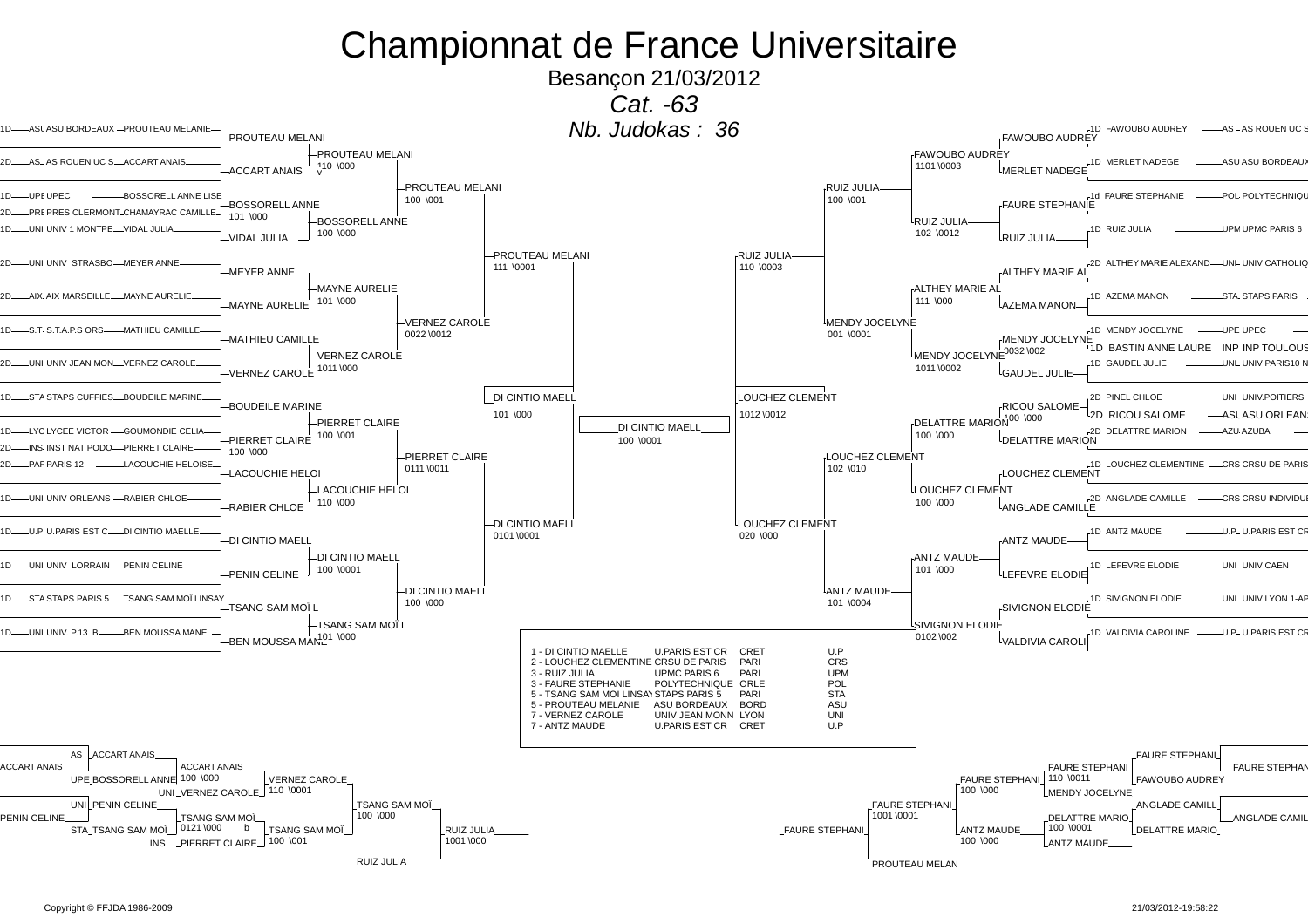# Championnat de France Universitaire

Besançon 21/03/2012

*Cat. -63*

*Nb. Judokas : 36*

## Tableau principal

### Partie gauche

| Grade | Club | Judoka | 1er tour | Score | 2e tour | Score | 3e tour | Score | 4e tour | Score |
|---|---|---|---|---|---|---|---|---|---|---|
| 1D | ASU BORDEAUX | PROUTEAU MELANIE | PROUTEAU MELANI | | PROUTEAU MELANI | 110 \000 | PROUTEAU MELANI | 100 \001 | PROUTEAU MELANI | 111 \0001 |
| 2D | AS ROUEN UC S | ACCART ANAIS | ACCART ANAIS | | | | | | | |
| 1D | UPEC | BOSSORELL ANNE LISE | BOSSORELL ANNE | 101 \000 | BOSSORELL ANNE | 100 \000 | | | | |
| 2D | PRES CLERMONT | CHAMAYRAC CAMILLE | | | | | | | | |
| 1D | UNIV 1 MONTPE | VIDAL JULIA | VIDAL JULIA | | | | | | | |
| 2D | UNIV STRASBO | MEYER ANNE | MEYER ANNE | | MAYNE AURELIE | 101 \000 | VERNEZ CAROLE | 0022 \0012 | | |
| 2D | AIX MARSEILLE | MAYNE AURELIE | MAYNE AURELIE | | | | | | | |
| 1D | S.T.A.P.S ORS | MATHIEU CAMILLE | MATHIEU CAMILLE | | VERNEZ CAROLE | 1011 \000 | | | | |
| 2D | UNIV JEAN MON | VERNEZ CAROLE | VERNEZ CAROLE | | | | | | | |
| 1D | STAPS CUFFIES | BOUDEILE MARINE | BOUDEILE MARINE | | PIERRET CLAIRE | 100 \001 | PIERRET CLAIRE | 0111 \0011 | DI CINTIO MAELL | 101 \000 |
| 1D | LYCEE VICTOR | GOUMONDIE CELIA | PIERRET CLAIRE | 100 \000 | | | | | | |
| 2D | INST NAT PODO | PIERRET CLAIRE | | | | | | | | |
| 2D | PARIS 12 | LACOUCHIE HELOISE | LACOUCHIE HELOI | | LACOUCHIE HELOI | 110 \000 | | | | |
| 1D | UNIV ORLEANS | RABIER CHLOE | RABIER CHLOE | | | | | | | |
| 1D | U.PARIS EST C | DI CINTIO MAELLE | DI CINTIO MAELL | | DI CINTIO MAELL | 100 \0001 | DI CINTIO MAELL | 100 \000 | DI CINTIO MAELL | 0101 \0001 |
| 1D | UNIV LORRAIN | PENIN CELINE | PENIN CELINE | | | | | | | |
| 1D | STAPS PARIS 5 | TSANG SAM MOÏ LINSAY | TSANG SAM MOÏ L | | TSANG SAM MOÏ L | 101 \000 | | | | |
| 1D | UNIV. P.13 B | BEN MOUSSA MANEL | BEN MOUSSA MANE | | | | | | | |

### Finale

DI CINTIO MAELL — 100 \0001

### Partie droite

| Grade | Judoka | Club | 1er tour | Score | 2e tour | Score | 3e tour | Score | 4e tour | Score |
|---|---|---|---|---|---|---|---|---|---|---|
| 1D | FAWOUBO AUDREY | AS ROUEN UC S | FAWOUBO AUDREY | | FAWOUBO AUDREY | 1101 \0003 | RUIZ JULIA | 100 \001 | RUIZ JULIA | 110 \0003 |
| 1D | MERLET NADEGE | ASU BORDEAUX | MERLET NADEGE | | | | | | | |
| 1d | FAURE STEPHANIE | POLYTECHNIQU | FAURE STEPHANIE | | RUIZ JULIA | 102 \0012 | | | | |
| 1D | RUIZ JULIA | UPMC PARIS 6 | RUIZ JULIA | | | | | | | |
| 2D | ALTHEY MARIE ALEXAND | UNIV CATHOLIQ | ALTHEY MARIE AL | | ALTHEY MARIE AL | 111 \000 | MENDY JOCELYNE | 001 \0001 | | |
| 1D | AZEMA MANON | STAPS PARIS | AZEMA MANON | | | | | | | |
| 1D | MENDY JOCELYNE | UPEC | MENDY JOCELYNE | 0032 \002 | MENDY JOCELYNE | 1011 \0002 | | | | |
| 1D | BASTIN ANNE LAURE | INP TOULOUS | | | | | | | | |
| 1D | GAUDEL JULIE | UNIV PARIS10 N | GAUDEL JULIE | | | | | | | |
| 2D | PINEL CHLOE | UNIV.POITIERS | RICOU SALOME | 100 \000 | DELATTRE MARION | 100 \000 | LOUCHEZ CLEMENT | 102 \010 | LOUCHEZ CLEMENT | 1012 \0012 |
| 2D | RICOU SALOME | ASU ORLEANS | | | | | | | | |
| 2D | DELATTRE MARION | AZUBA | DELATTRE MARION | | | | | | | |
| 1D | LOUCHEZ CLEMENTINE | CRSU DE PARIS | LOUCHEZ CLEMENT | | LOUCHEZ CLEMENT | 100 \000 | | | | |
| 2D | ANGLADE CAMILLE | CRSU INDIVIDU | ANGLADE CAMILLE | | | | | | | |
| 1D | ANTZ MAUDE | U.PARIS EST CR | ANTZ MAUDE | | ANTZ MAUDE | 101 \000 | ANTZ MAUDE | 101 \0004 | LOUCHEZ CLEMENT | 020 \000 |
| 1D | LEFEVRE ELODIE | UNIV CAEN | LEFEVRE ELODIE | | | | | | | |
| 1D | SIVIGNON ELODIE | UNIV LYON 1-AP | SIVIGNON ELODIE | | SIVIGNON ELODIE | 0102 \002 | | | | |
| 1D | VALDIVIA CAROLINE | U.PARIS EST CR | VALDIVIA CAROLI | | | | | | | |

## Classement

| Place | Nom | Club | Ville | Code |
|---|---|---|---|---|
| 1 | DI CINTIO MAELLE | U.PARIS EST CR | CRET | U.P |
| 2 | LOUCHEZ CLEMENTINE | CRSU DE PARIS | PARI | CRS |
| 3 | RUIZ JULIA | UPMC PARIS 6 | PARI | UPM |
| 3 | FAURE STEPHANIE | POLYTECHNIQUE | ORLE | POL |
| 5 | TSANG SAM MOÏ LINSAY | STAPS PARIS 5 | PARI | STA |
| 5 | PROUTEAU MELANIE | ASU BORDEAUX | BORD | ASU |
| 7 | VERNEZ CAROLE | UNIV JEAN MONN | LYON | UNI |
| 7 | ANTZ MAUDE | U.PARIS EST CR | CRET | U.P |

## Repêchages

### Côté gauche

- AS ACCART ANAIS / ACCART ANAIS → ACCART ANAIS (100 \000)
- UPE BOSSORELL ANNE / UNI VERNEZ CAROLE → VERNEZ CAROLE (110 \0001)
- ACCART ANAIS / VERNEZ CAROLE → VERNEZ CAROLE
- UNI PENIN CELINE / PENIN CELINE → TSANG SAM MOÏ (0121 \000, b)
- STA TSANG SAM MOÏ / INS PIERRET CLAIRE → TSANG SAM MOÏ (100 \001)
- TSANG SAM MOÏ (100 \000)
- RUIZ JULIA (1001 \000) / RUIZ JULIA

### Côté droit

- FAURE STEPHANI / FAURE STEPHANI → FAURE STEPHANI (110 \0011)
- FAWOUBO AUDREY / MENDY JOCELYNE
- FAURE STEPHANI (100 \000)
- FAURE STEPHANI (1001 \0001)
- ANGLADE CAMILL / ANGLADE CAMILL
- DELATTRE MARIO (100 \0001) / DELATTRE MARIO
- ANTZ MAUDE (100 \000) / ANTZ MAUDE
- FAURE STEPHANI / PROUTEAU MELAN

Copyright © FFJDA 1986-2009

21/03/2012-19:58:22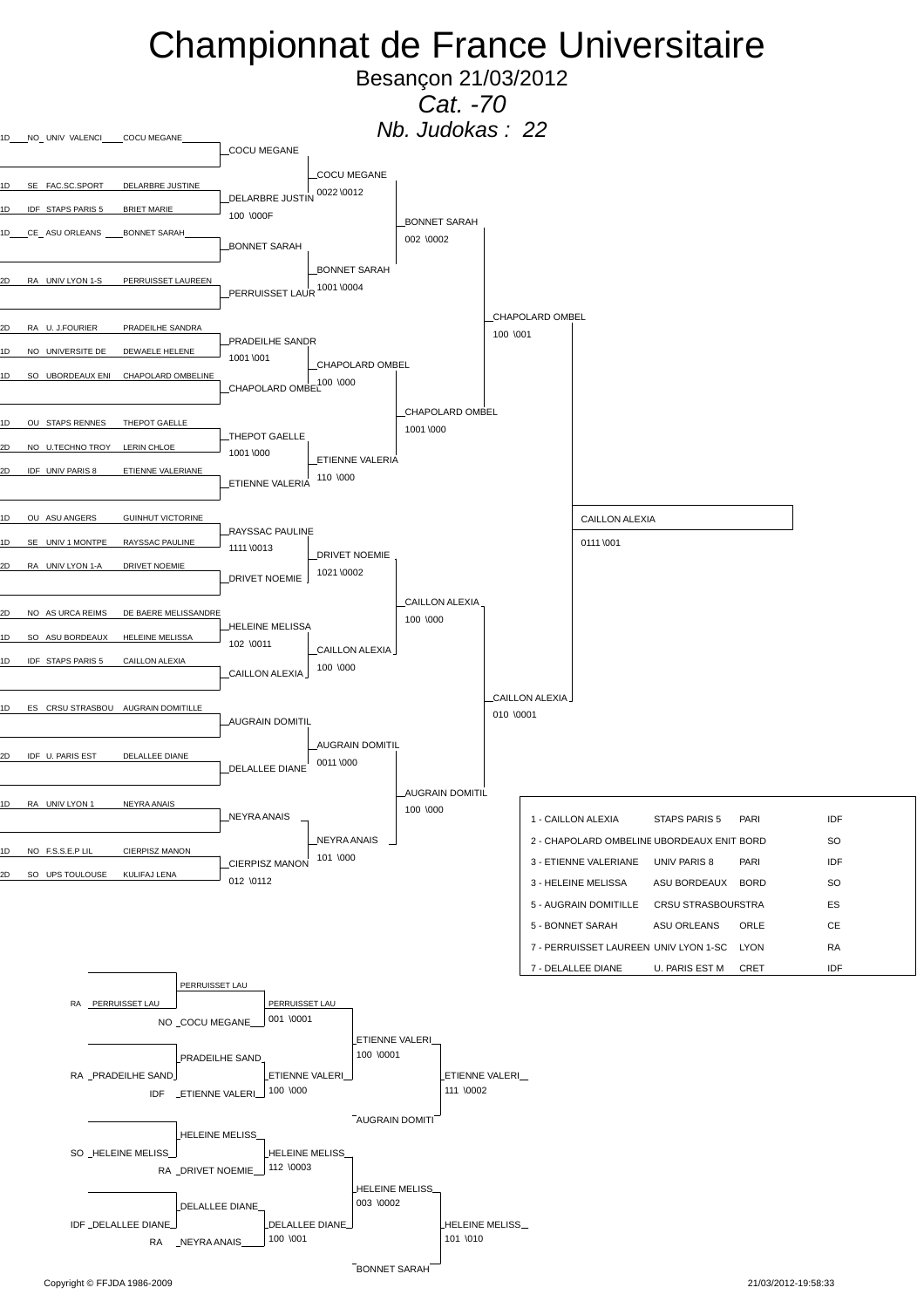# Championnat de France Universitaire

Besançon 21/03/2012

*Cat. -70*

*Nb. Judokas : 22*

## Tableau principal

| Grade | Région | Club | Nom |
|---|---|---|---|
| 1D | NO | UNIV VALENCI | COCU MEGANE |
| 1D | SE | FAC.SC.SPORT | DELARBRE JUSTINE |
| 1D | IDF | STAPS PARIS 5 | BRIET MARIE |
| 1D | CE | ASU ORLEANS | BONNET SARAH |
| 2D | RA | UNIV LYON 1-S | PERRUISSET LAUREEN |
| 2D | RA | U. J.FOURIER | PRADEILHE SANDRA |
| 1D | NO | UNIVERSITE DE | DEWAELE HELENE |
| 1D | SO | UBORDEAUX ENI | CHAPOLARD OMBELINE |
| 1D | OU | STAPS RENNES | THEPOT GAELLE |
| 2D | NO | U.TECHNO TROY | LERIN CHLOE |
| 2D | IDF | UNIV PARIS 8 | ETIENNE VALERIANE |
| 1D | OU | ASU ANGERS | GUINHUT VICTORINE |
| 1D | SE | UNIV 1 MONTPE | RAYSSAC PAULINE |
| 2D | RA | UNIV LYON 1-A | DRIVET NOEMIE |
| 2D | NO | AS URCA REIMS | DE BAERE MELISSANDRE |
| 1D | SO | ASU BORDEAUX | HELEINE MELISSA |
| 1D | IDF | STAPS PARIS 5 | CAILLON ALEXIA |
| 1D | ES | CRSU STRASBOU | AUGRAIN DOMITILLE |
| 2D | IDF | U. PARIS EST | DELALLEE DIANE |
| 1D | RA | UNIV LYON 1 | NEYRA ANAIS |
| 1D | NO | F.S.S.E.P LIL | CIERPISZ MANON |
| 2D | SO | UPS TOULOUSE | KULIFAJ LENA |

### Premier tour
- COCU MEGANE
- DELARBRE JUSTIN — 100 \000F
- BONNET SARAH
- PERRUISSET LAUR
- PRADEILHE SANDR — 1001 \001
- CHAPOLARD OMBEL
- THEPOT GAELLE — 1001 \000
- ETIENNE VALERIA
- RAYSSAC PAULINE — 1111 \0013
- DRIVET NOEMIE
- HELEINE MELISSA — 102 \0011
- CAILLON ALEXIA
- AUGRAIN DOMITIL
- DELALLEE DIANE
- NEYRA ANAIS
- CIERPISZ MANON — 012 \0112

### Deuxième tour
- COCU MEGANE — 0022 \0012
- BONNET SARAH — 1001 \0004
- CHAPOLARD OMBEL — 100 \000
- ETIENNE VALERIA — 110 \000
- DRIVET NOEMIE — 1021 \0002
- CAILLON ALEXIA — 100 \000
- AUGRAIN DOMITIL — 0011 \000
- NEYRA ANAIS — 101 \000

### Quarts de finale
- BONNET SARAH — 002 \0002
- CHAPOLARD OMBEL — 1001 \000
- CAILLON ALEXIA — 100 \000
- AUGRAIN DOMITIL — 100 \000

### Demi-finales
- CHAPOLARD OMBEL — 100 \001
- CAILLON ALEXIA — 010 \0001

### Finale
- CAILLON ALEXIA — 0111 \001

## Classement

| Place | Nom | Club | Ville | Région |
|---|---|---|---|---|
| 1 | CAILLON ALEXIA | STAPS PARIS 5 | PARI | IDF |
| 2 | CHAPOLARD OMBELINE | UBORDEAUX ENIT | BORD | SO |
| 3 | ETIENNE VALERIANE | UNIV PARIS 8 | PARI | IDF |
| 3 | HELEINE MELISSA | ASU BORDEAUX | BORD | SO |
| 5 | AUGRAIN DOMITILLE | CRSU STRASBOUR | STRA | ES |
| 5 | BONNET SARAH | ASU ORLEANS | ORLE | CE |
| 7 | PERRUISSET LAUREEN | UNIV LYON 1-SC | LYON | RA |
| 7 | DELALLEE DIANE | U. PARIS EST M | CRET | IDF |

## Repêchages

- PERRUISSET LAU (RA) vs COCU MEGANE (NO) → PERRUISSET LAU — 001 \0001
- PRADEILHE SAND (RA) vs ETIENNE VALERI (IDF) → ETIENNE VALERI — 100 \000
- PERRUISSET LAU vs ETIENNE VALERI → ETIENNE VALERI — 100 \0001
- ETIENNE VALERI vs AUGRAIN DOMITI → ETIENNE VALERI — 111 \0002
- HELEINE MELISS (SO) vs DRIVET NOEMIE (RA) → HELEINE MELISS — 112 \0003
- DELALLEE DIANE (IDF) vs NEYRA ANAIS (RA) → DELALLEE DIANE — 100 \001
- HELEINE MELISS vs DELALLEE DIANE → HELEINE MELISS — 003 \0002
- HELEINE MELISS vs BONNET SARAH → HELEINE MELISS — 101 \010

Copyright © FFJDA 1986-2009 — 21/03/2012-19:58:33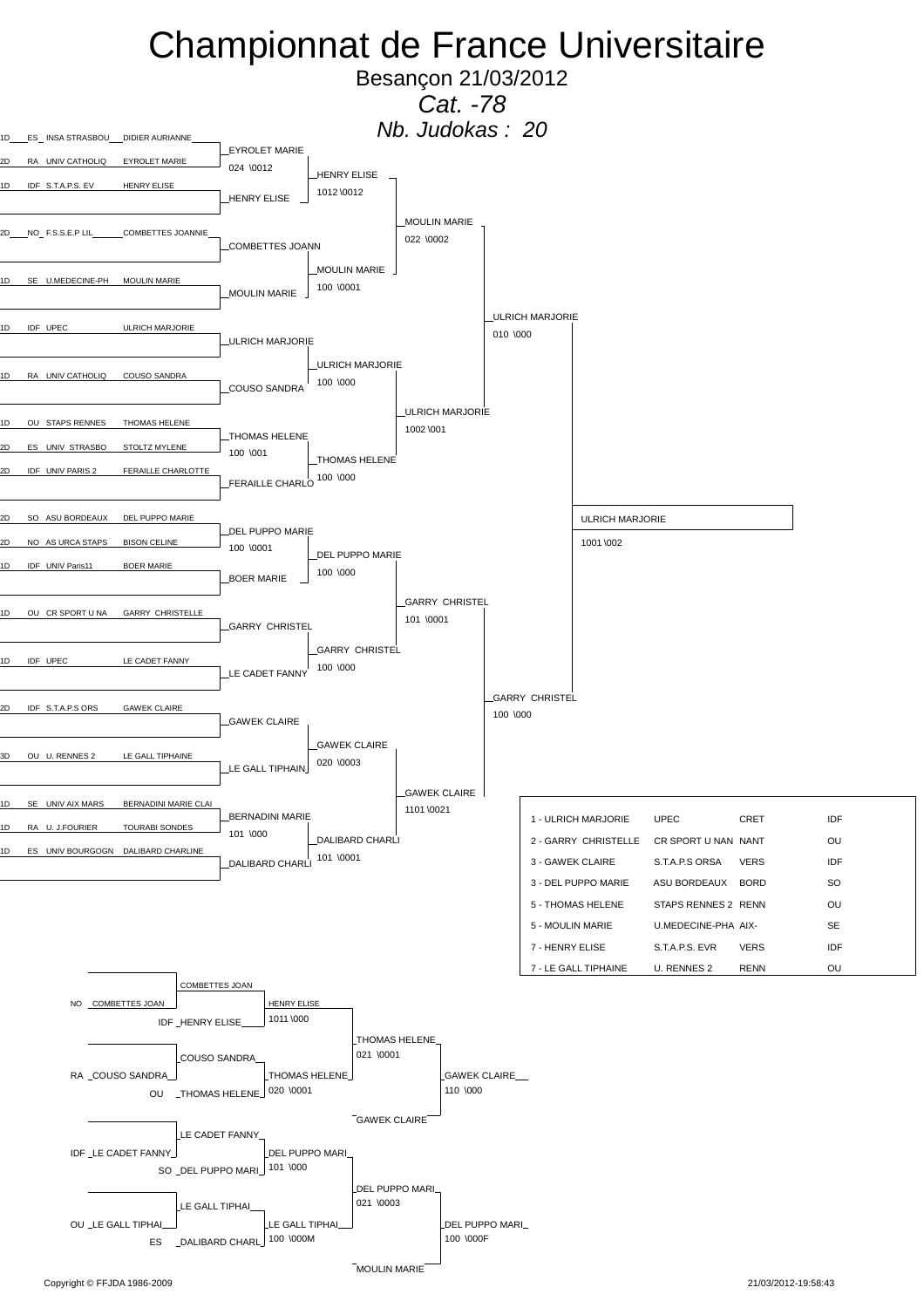# Championnat de France Universitaire

Besançon 21/03/2012

*Cat. -78*

*Nb. Judokas : 20*

## Tableau principal

| Grade | Ligue | Club | Judoka |
|---|---|---|---|
| 1D | ES | INSA STRASBOU | DIDIER AURIANNE |
| 2D | RA | UNIV CATHOLIQ | EYROLET MARIE |
| 1D | IDF | S.T.A.P.S. EV | HENRY ELISE |
| | | | |
| 2D | NO | F.S.S.E.P LIL | COMBETTES JOANNIE |
| 1D | SE | U.MEDECINE-PH | MOULIN MARIE |
| 1D | IDF | UPEC | ULRICH MARJORIE |
| 1D | RA | UNIV CATHOLIQ | COUSO SANDRA |
| 1D | OU | STAPS RENNES | THOMAS HELENE |
| 2D | ES | UNIV STRASBO | STOLTZ MYLENE |
| 2D | IDF | UNIV PARIS 2 | FERAILLE CHARLOTTE |
| 2D | SO | ASU BORDEAUX | DEL PUPPO MARIE |
| 2D | NO | AS URCA STAPS | BISON CELINE |
| 1D | IDF | UNIV Paris11 | BOER MARIE |
| 1D | OU | CR SPORT U NA | GARRY CHRISTELLE |
| 1D | IDF | UPEC | LE CADET FANNY |
| 2D | IDF | S.T.A.P.S ORS | GAWEK CLAIRE |
| 3D | OU | U. RENNES 2 | LE GALL TIPHAINE |
| 1D | SE | UNIV AIX MARS | BERNADINI MARIE CLAI |
| 1D | RA | U. J.FOURIER | TOURABI SONDES |
| 1D | ES | UNIV BOURGOGN | DALIBARD CHARLINE |

### 1er tour

- EYROLET MARIE (024 \0012)
- HENRY ELISE
- COMBETTES JOANN
- MOULIN MARIE
- ULRICH MARJORIE
- COUSO SANDRA
- THOMAS HELENE (100 \001)
- FERAILLE CHARLO
- DEL PUPPO MARIE (100 \0001)
- BOER MARIE
- GARRY CHRISTEL
- LE CADET FANNY
- GAWEK CLAIRE
- LE GALL TIPHAIN
- BERNADINI MARIE (101 \000)
- DALIBARD CHARLI

### 2e tour

- HENRY ELISE (1012 \0012)
- MOULIN MARIE (100 \0001)
- ULRICH MARJORIE (100 \000)
- THOMAS HELENE (100 \000)
- DEL PUPPO MARIE (100 \000)
- GARRY CHRISTEL (100 \000)
- GAWEK CLAIRE (020 \0003)
- DALIBARD CHARLI (101 \0001)

### Quarts de finale

- MOULIN MARIE (022 \0002)
- ULRICH MARJORIE (1002 \001)
- GARRY CHRISTEL (101 \0001)
- GAWEK CLAIRE (1101 \0021)

### Demi-finales

- ULRICH MARJORIE (010 \000)
- GARRY CHRISTEL (100 \000)

### Finale

- ULRICH MARJORIE (1001 \002)

## Classement

| Place | Judoka | Club | Ville | Ligue |
|---|---|---|---|---|
| 1 | ULRICH MARJORIE | UPEC | CRET | IDF |
| 2 | GARRY CHRISTELLE | CR SPORT U NAN | NANT | OU |
| 3 | GAWEK CLAIRE | S.T.A.P.S ORSA | VERS | IDF |
| 3 | DEL PUPPO MARIE | ASU BORDEAUX | BORD | SO |
| 5 | THOMAS HELENE | STAPS RENNES 2 | RENN | OU |
| 5 | MOULIN MARIE | U.MEDECINE-PHA | AIX- | SE |
| 7 | HENRY ELISE | S.T.A.P.S. EVR | VERS | IDF |
| 7 | LE GALL TIPHAINE | U. RENNES 2 | RENN | OU |

## Repêchages

- NO COMBETTES JOAN → COMBETTES JOAN
- IDF HENRY ELISE
- HENRY ELISE (1011 \000)
- RA COUSO SANDRA → COUSO SANDRA
- OU THOMAS HELENE
- THOMAS HELENE (020 \0001)
- THOMAS HELENE (021 \0001)
- GAWEK CLAIRE
- **GAWEK CLAIRE (110 \000)**

- IDF LE CADET FANNY → LE CADET FANNY
- SO DEL PUPPO MARI
- DEL PUPPO MARI (101 \000)
- OU LE GALL TIPHAI → LE GALL TIPHAI
- ES DALIBARD CHARL
- LE GALL TIPHAI (100 \000M)
- DEL PUPPO MARI (021 \0003)
- MOULIN MARIE
- **DEL PUPPO MARI (100 \000F)**

Copyright © FFJDA 1986-2009 — 21/03/2012-19:58:43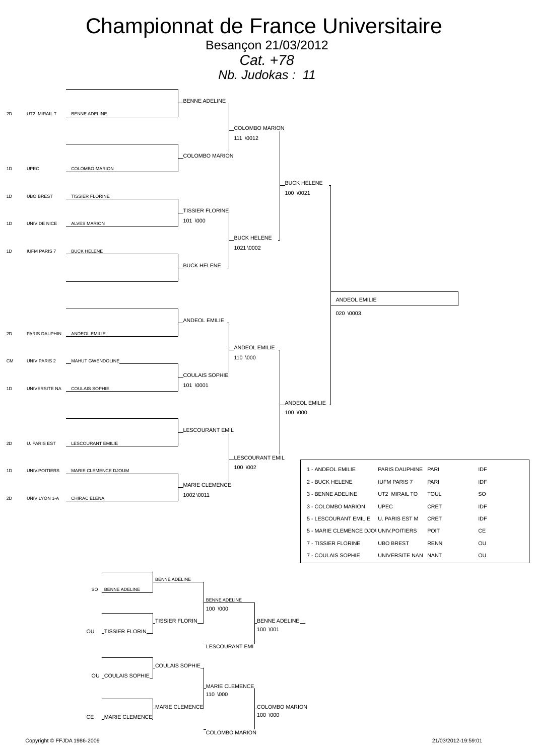# Championnat de France Universitaire

Besançon 21/03/2012

*Cat. +78*

*Nb. Judokas : 11*

| | | |
|---|---|---|
| 2D | UT2 MIRAIL T | BENNE ADELINE |
| 1D | UPEC | COLOMBO MARION |
| 1D | UBO BREST | TISSIER FLORINE |
| 1D | UNIV DE NICE | ALVES MARION |
| 1D | IUFM PARIS 7 | BUCK HELENE |
| 2D | PARIS DAUPHIN | ANDEOL EMILIE |
| CM | UNIV PARIS 2 | MAHUT GWENDOLINE |
| 1D | UNIVERSITE NA | COULAIS SOPHIE |
| 2D | U. PARIS EST | LESCOURANT EMILIE |
| 1D | UNIV.POITIERS | MARIE CLEMENCE DJOUM |
| 2D | UNIV LYON 1-A | CHIRAC ELENA |

BENNE ADELINE

COLOMBO MARION

COLOMBO MARION
111 \0012

TISSIER FLORINE
101 \000

BUCK HELENE

BUCK HELENE
1021 \0002

BUCK HELENE
100 \0021

ANDEOL EMILIE

COULAIS SOPHIE
101 \0001

ANDEOL EMILIE
110 \000

LESCOURANT EMIL

MARIE CLEMENCE
1002 \0011

LESCOURANT EMIL
100 \002

ANDEOL EMILIE
100 \000

ANDEOL EMILIE
020 \0003

| | | | |
|---|---|---|---|
| 1 - ANDEOL EMILIE | PARIS DAUPHINE | PARI | IDF |
| 2 - BUCK HELENE | IUFM PARIS 7 | PARI | IDF |
| 3 - BENNE ADELINE | UT2 MIRAIL TO | TOUL | SO |
| 3 - COLOMBO MARION | UPEC | CRET | IDF |
| 5 - LESCOURANT EMILIE | U. PARIS EST M | CRET | IDF |
| 5 - MARIE CLEMENCE DJOI | UNIV.POITIERS | POIT | CE |
| 7 - TISSIER FLORINE | UBO BREST | RENN | OU |
| 7 - COULAIS SOPHIE | UNIVERSITE NAN | NANT | OU |

SO BENNE ADELINE

OU TISSIER FLORIN

BENNE ADELINE

TISSIER FLORIN

BENNE ADELINE
100 \000

LESCOURANT EMI

BENNE ADELINE
100 \001

OU COULAIS SOPHIE

CE MARIE CLEMENCE

COULAIS SOPHIE

MARIE CLEMENCE

MARIE CLEMENCE
110 \000

COLOMBO MARION

COLOMBO MARION
100 \000

Copyright © FFJDA 1986-2009 — 21/03/2012-19:59:01